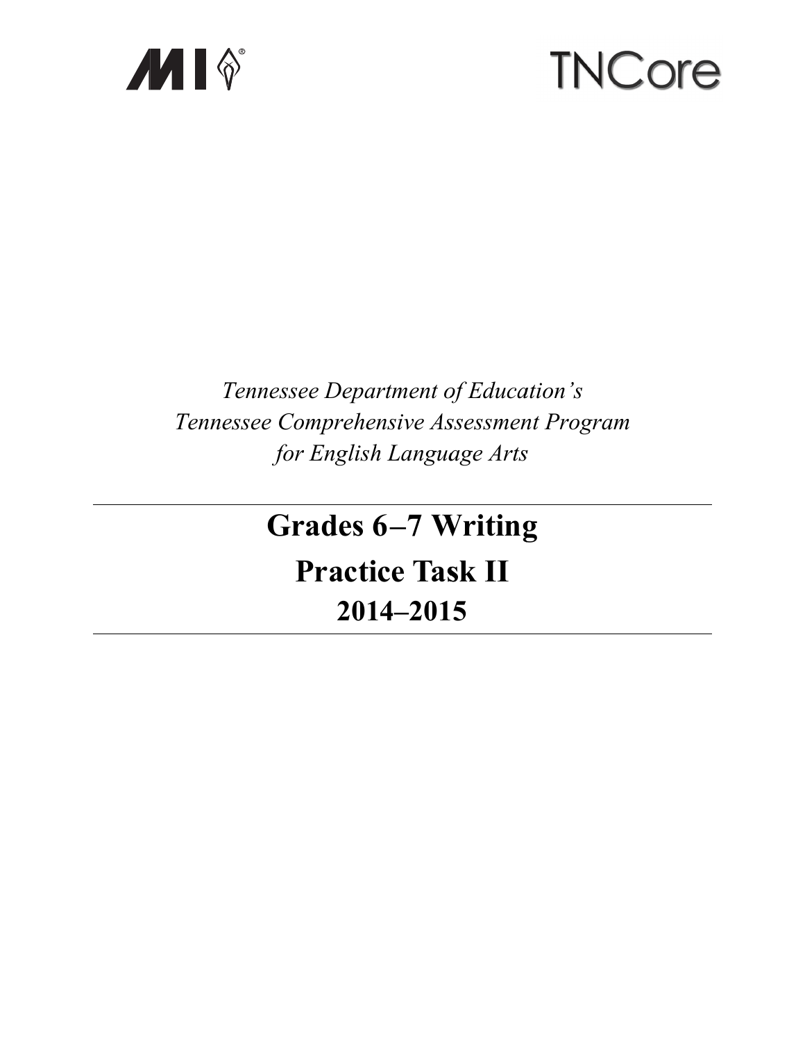MI TNCore

*Tennessee Department of Education's*
*Tennessee Comprehensive Assessment Program*
*for English Language Arts*

# Grades 6–7 Writing

# Practice Task II

## 2014–2015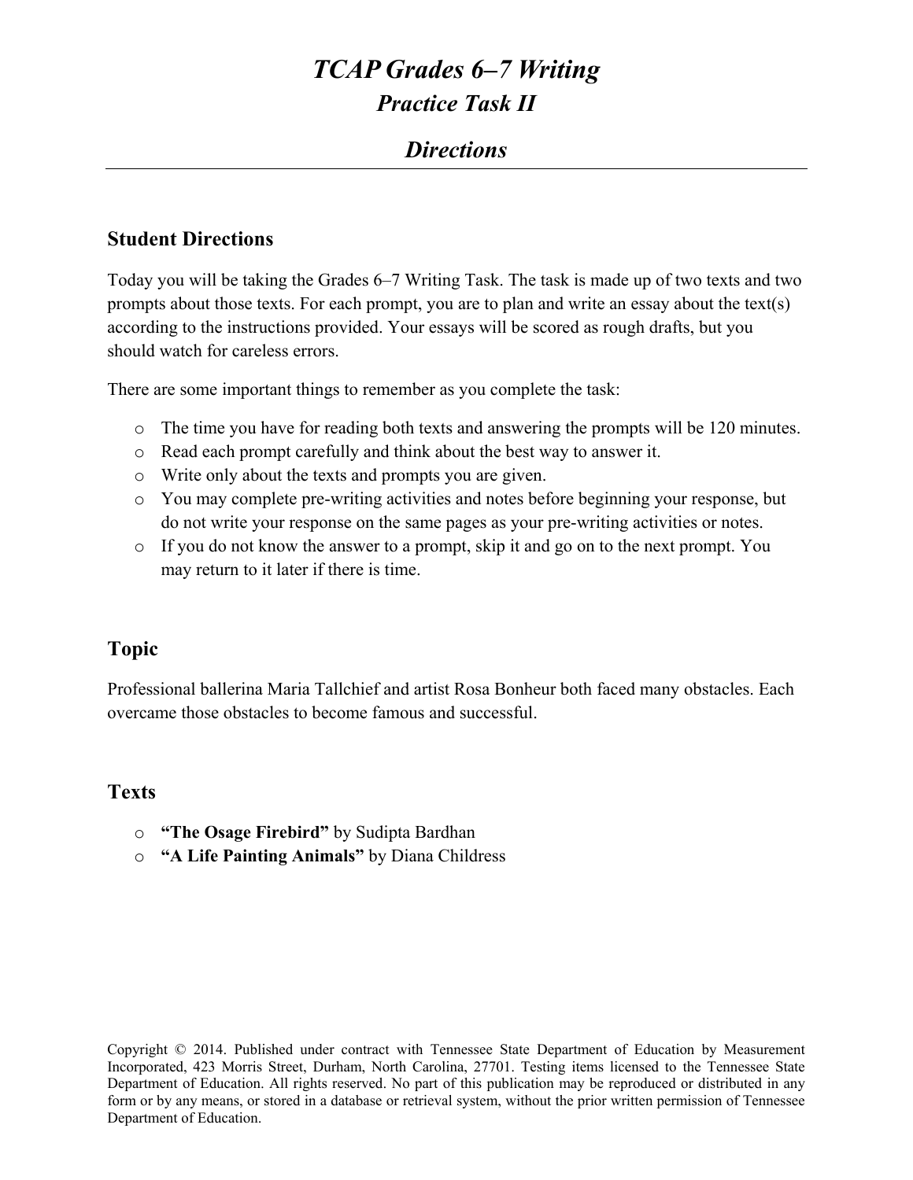# *TCAP Grades 6–7 Writing*

## *Practice Task II*

## *Directions*

### Student Directions

Today you will be taking the Grades 6–7 Writing Task. The task is made up of two texts and two prompts about those texts. For each prompt, you are to plan and write an essay about the text(s) according to the instructions provided. Your essays will be scored as rough drafts, but you should watch for careless errors.

There are some important things to remember as you complete the task:

- The time you have for reading both texts and answering the prompts will be 120 minutes.
- Read each prompt carefully and think about the best way to answer it.
- Write only about the texts and prompts you are given.
- You may complete pre-writing activities and notes before beginning your response, but do not write your response on the same pages as your pre-writing activities or notes.
- If you do not know the answer to a prompt, skip it and go on to the next prompt. You may return to it later if there is time.

### Topic

Professional ballerina Maria Tallchief and artist Rosa Bonheur both faced many obstacles. Each overcame those obstacles to become famous and successful.

### Texts

- **"The Osage Firebird"** by Sudipta Bardhan
- **"A Life Painting Animals"** by Diana Childress

Copyright © 2014. Published under contract with Tennessee State Department of Education by Measurement Incorporated, 423 Morris Street, Durham, North Carolina, 27701. Testing items licensed to the Tennessee State Department of Education. All rights reserved. No part of this publication may be reproduced or distributed in any form or by any means, or stored in a database or retrieval system, without the prior written permission of Tennessee Department of Education.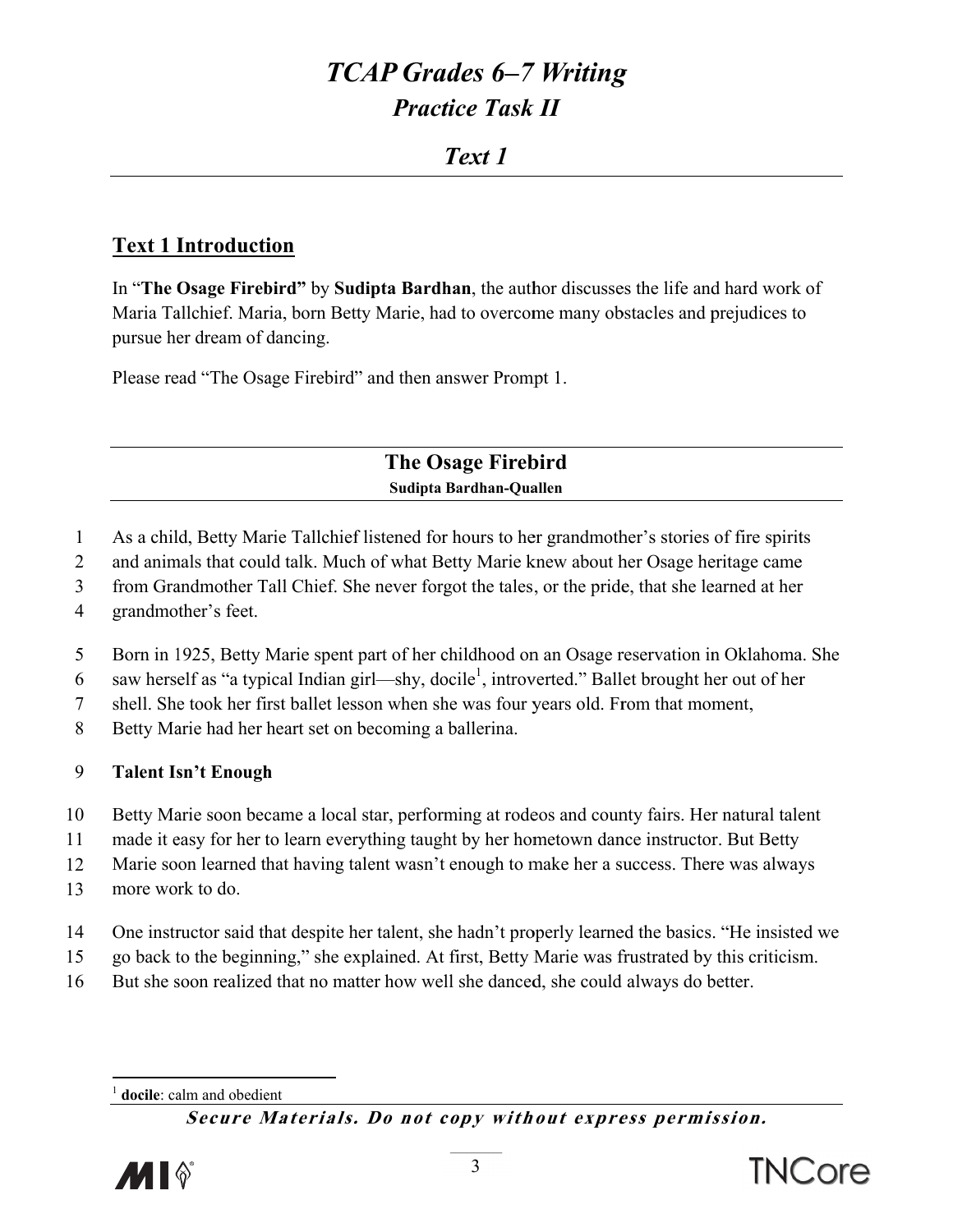# *TCAP Grades 6–7 Writing*

## *Practice Task II*

## *Text 1*

### Text 1 Introduction

In "**The Osage Firebird"** by **Sudipta Bardhan**, the author discusses the life and hard work of Maria Tallchief. Maria, born Betty Marie, had to overcome many obstacles and prejudices to pursue her dream of dancing.

Please read "The Osage Firebird" and then answer Prompt 1.

## The Osage Firebird

**Sudipta Bardhan-Quallen**

1 As a child, Betty Marie Tallchief listened for hours to her grandmother's stories of fire spirits
2 and animals that could talk. Much of what Betty Marie knew about her Osage heritage came
3 from Grandmother Tall Chief. She never forgot the tales, or the pride, that she learned at her
4 grandmother's feet.

5 Born in 1925, Betty Marie spent part of her childhood on an Osage reservation in Oklahoma. She
6 saw herself as "a typical Indian girl—shy, docile[1], introverted." Ballet brought her out of her
7 shell. She took her first ballet lesson when she was four years old. From that moment,
8 Betty Marie had her heart set on becoming a ballerina.

9 **Talent Isn't Enough**

10 Betty Marie soon became a local star, performing at rodeos and county fairs. Her natural talent
11 made it easy for her to learn everything taught by her hometown dance instructor. But Betty
12 Marie soon learned that having talent wasn't enough to make her a success. There was always
13 more work to do.

14 One instructor said that despite her talent, she hadn't properly learned the basics. "He insisted we
15 go back to the beginning," she explained. At first, Betty Marie was frustrated by this criticism.
16 But she soon realized that no matter how well she danced, she could always do better.

[1] **docile**: calm and obedient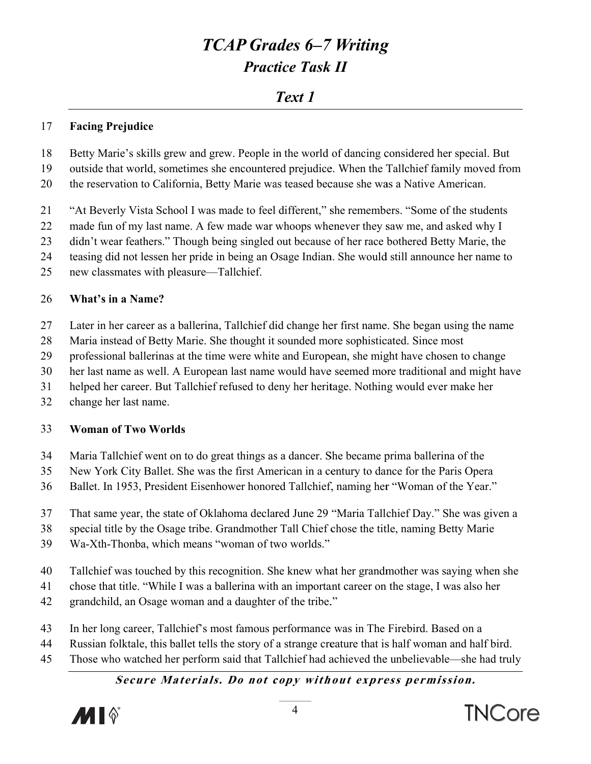# *TCAP Grades 6–7 Writing*
## *Practice Task II*

## *Text 1*

**Facing Prejudice**

Betty Marie's skills grew and grew. People in the world of dancing considered her special. But outside that world, sometimes she encountered prejudice. When the Tallchief family moved from the reservation to California, Betty Marie was teased because she was a Native American.

"At Beverly Vista School I was made to feel different," she remembers. "Some of the students made fun of my last name. A few made war whoops whenever they saw me, and asked why I didn't wear feathers." Though being singled out because of her race bothered Betty Marie, the teasing did not lessen her pride in being an Osage Indian. She would still announce her name to new classmates with pleasure—Tallchief.

**What's in a Name?**

Later in her career as a ballerina, Tallchief did change her first name. She began using the name Maria instead of Betty Marie. She thought it sounded more sophisticated. Since most professional ballerinas at the time were white and European, she might have chosen to change her last name as well. A European last name would have seemed more traditional and might have helped her career. But Tallchief refused to deny her heritage. Nothing would ever make her change her last name.

**Woman of Two Worlds**

Maria Tallchief went on to do great things as a dancer. She became prima ballerina of the New York City Ballet. She was the first American in a century to dance for the Paris Opera Ballet. In 1953, President Eisenhower honored Tallchief, naming her "Woman of the Year."

That same year, the state of Oklahoma declared June 29 "Maria Tallchief Day." She was given a special title by the Osage tribe. Grandmother Tall Chief chose the title, naming Betty Marie Wa-Xth-Thonba, which means "woman of two worlds."

Tallchief was touched by this recognition. She knew what her grandmother was saying when she chose that title. "While I was a ballerina with an important career on the stage, I was also her grandchild, an Osage woman and a daughter of the tribe."

In her long career, Tallchief's most famous performance was in The Firebird. Based on a Russian folktale, this ballet tells the story of a strange creature that is half woman and half bird. Those who watched her perform said that Tallchief had achieved the unbelievable—she had truly

***Secure Materials. Do not copy without express permission.***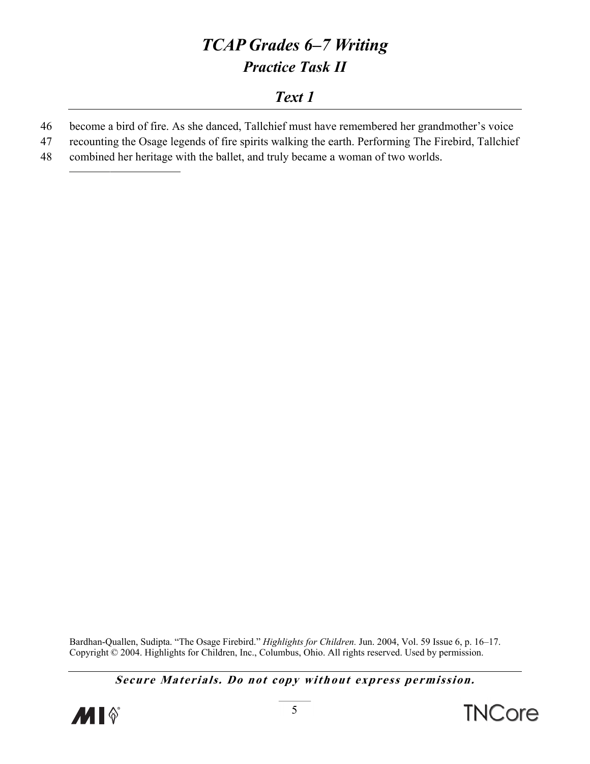# TCAP Grades 6–7 Writing

## Practice Task II

### Text 1

46 become a bird of fire. As she danced, Tallchief must have remembered her grandmother's voice
47 recounting the Osage legends of fire spirits walking the earth. Performing The Firebird, Tallchief
48 combined her heritage with the ballet, and truly became a woman of two worlds.

Bardhan-Quallen, Sudipta. "The Osage Firebird." *Highlights for Children.* Jun. 2004, Vol. 59 Issue 6, p. 16–17. Copyright © 2004. Highlights for Children, Inc., Columbus, Ohio. All rights reserved. Used by permission.

***Secure Materials. Do not copy without express permission.***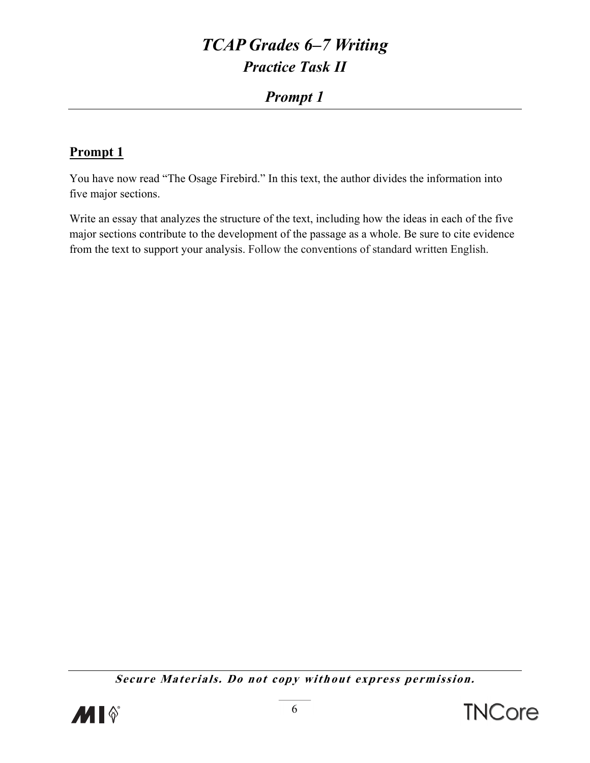## Prompt 1

You have now read "The Osage Firebird." In this text, the author divides the information into five major sections.

Write an essay that analyzes the structure of the text, including how the ideas in each of the five major sections contribute to the development of the passage as a whole. Be sure to cite evidence from the text to support your analysis. Follow the conventions of standard written English.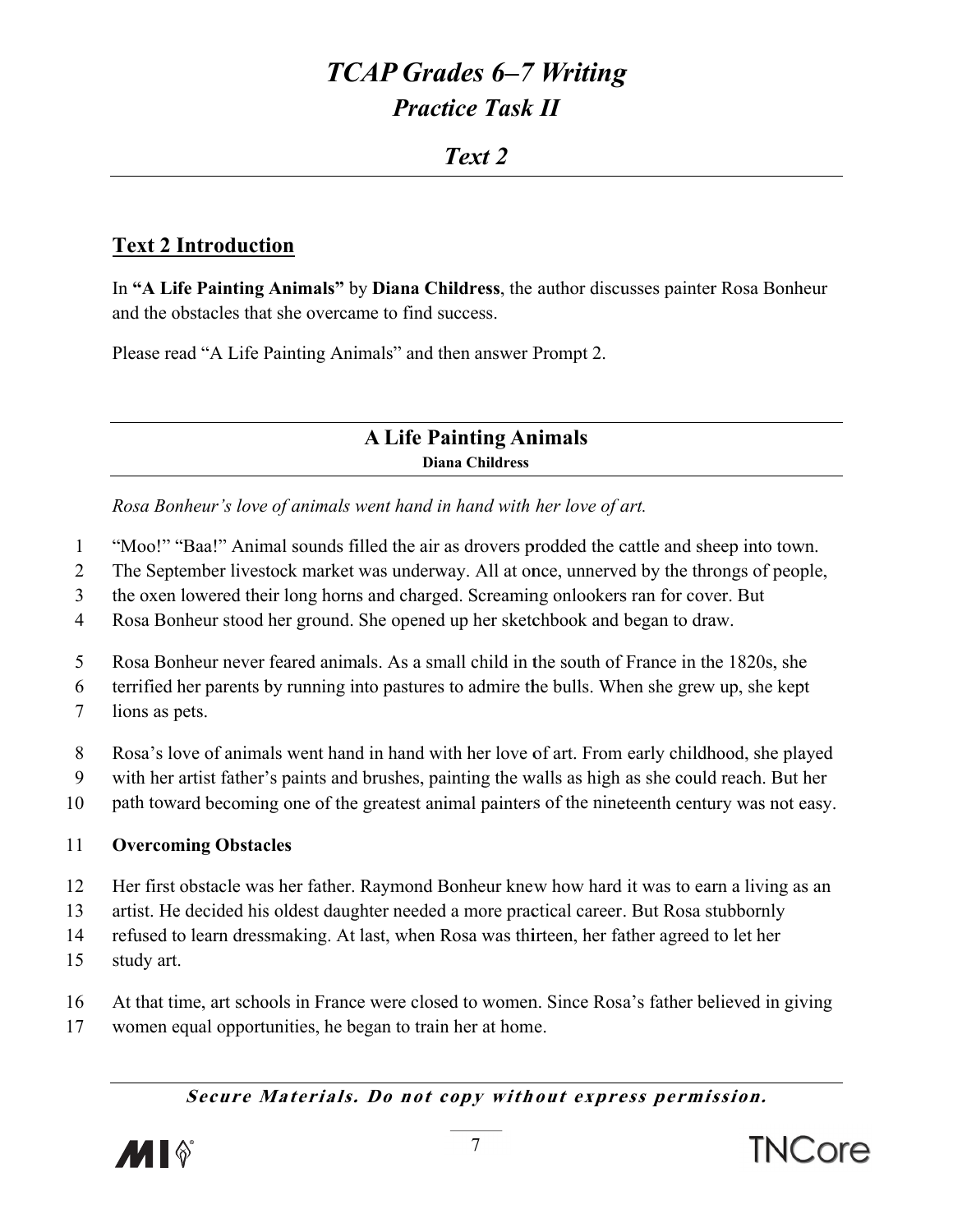# *TCAP Grades 6–7 Writing*

## *Practice Task II*

## *Text 2*

### Text 2 Introduction

In **"A Life Painting Animals"** by **Diana Childress**, the author discusses painter Rosa Bonheur and the obstacles that she overcame to find success.

Please read "A Life Painting Animals" and then answer Prompt 2.

## A Life Painting Animals

**Diana Childress**

*Rosa Bonheur's love of animals went hand in hand with her love of art.*

1 "Moo!" "Baa!" Animal sounds filled the air as drovers prodded the cattle and sheep into town.
2 The September livestock market was underway. All at once, unnerved by the throngs of people,
3 the oxen lowered their long horns and charged. Screaming onlookers ran for cover. But
4 Rosa Bonheur stood her ground. She opened up her sketchbook and began to draw.

5 Rosa Bonheur never feared animals. As a small child in the south of France in the 1820s, she
6 terrified her parents by running into pastures to admire the bulls. When she grew up, she kept
7 lions as pets.

8 Rosa's love of animals went hand in hand with her love of art. From early childhood, she played
9 with her artist father's paints and brushes, painting the walls as high as she could reach. But her
10 path toward becoming one of the greatest animal painters of the nineteenth century was not easy.

11 **Overcoming Obstacles**

12 Her first obstacle was her father. Raymond Bonheur knew how hard it was to earn a living as an
13 artist. He decided his oldest daughter needed a more practical career. But Rosa stubbornly
14 refused to learn dressmaking. At last, when Rosa was thirteen, her father agreed to let her
15 study art.

16 At that time, art schools in France were closed to women. Since Rosa's father believed in giving
17 women equal opportunities, he began to train her at home.

***Secure Materials. Do not copy without express permission.***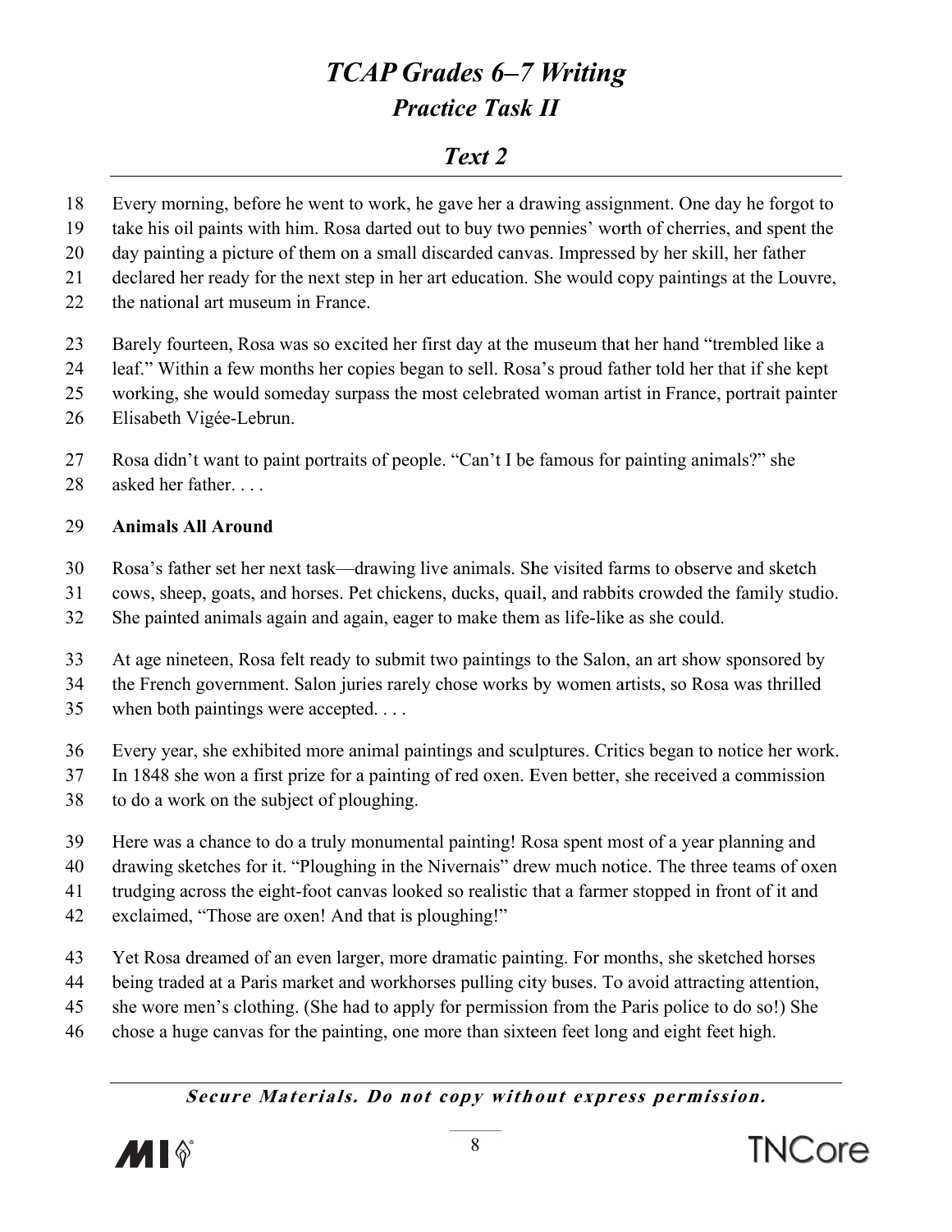# TCAP Grades 6–7 Writing
## Practice Task II

### Text 2

18 Every morning, before he went to work, he gave her a drawing assignment. One day he forgot to
19 take his oil paints with him. Rosa darted out to buy two pennies' worth of cherries, and spent the
20 day painting a picture of them on a small discarded canvas. Impressed by her skill, her father
21 declared her ready for the next step in her art education. She would copy paintings at the Louvre,
22 the national art museum in France.

23 Barely fourteen, Rosa was so excited her first day at the museum that her hand "trembled like a
24 leaf." Within a few months her copies began to sell. Rosa's proud father told her that if she kept
25 working, she would someday surpass the most celebrated woman artist in France, portrait painter
26 Elisabeth Vigée-Lebrun.

27 Rosa didn't want to paint portraits of people. "Can't I be famous for painting animals?" she
28 asked her father. . . .

29 **Animals All Around**

30 Rosa's father set her next task—drawing live animals. She visited farms to observe and sketch
31 cows, sheep, goats, and horses. Pet chickens, ducks, quail, and rabbits crowded the family studio.
32 She painted animals again and again, eager to make them as life-like as she could.

33 At age nineteen, Rosa felt ready to submit two paintings to the Salon, an art show sponsored by
34 the French government. Salon juries rarely chose works by women artists, so Rosa was thrilled
35 when both paintings were accepted. . . .

36 Every year, she exhibited more animal paintings and sculptures. Critics began to notice her work.
37 In 1848 she won a first prize for a painting of red oxen. Even better, she received a commission
38 to do a work on the subject of ploughing.

39 Here was a chance to do a truly monumental painting! Rosa spent most of a year planning and
40 drawing sketches for it. "Ploughing in the Nivernais" drew much notice. The three teams of oxen
41 trudging across the eight-foot canvas looked so realistic that a farmer stopped in front of it and
42 exclaimed, "Those are oxen! And that is ploughing!"

43 Yet Rosa dreamed of an even larger, more dramatic painting. For months, she sketched horses
44 being traded at a Paris market and workhorses pulling city buses. To avoid attracting attention,
45 she wore men's clothing. (She had to apply for permission from the Paris police to do so!) She
46 chose a huge canvas for the painting, one more than sixteen feet long and eight feet high.

***Secure Materials. Do not copy without express permission.***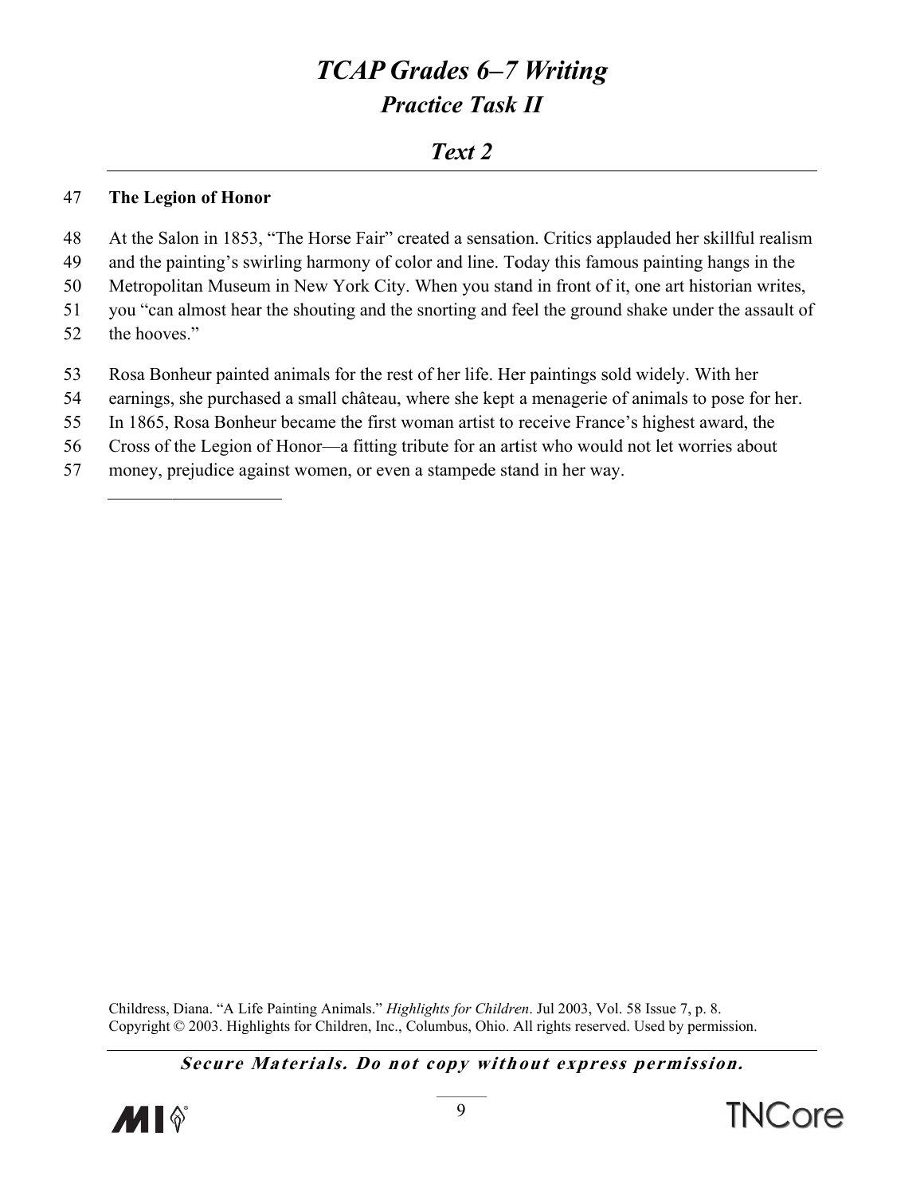# TCAP Grades 6–7 Writing

## Practice Task II

### Text 2

**The Legion of Honor**

At the Salon in 1853, "The Horse Fair" created a sensation. Critics applauded her skillful realism and the painting's swirling harmony of color and line. Today this famous painting hangs in the Metropolitan Museum in New York City. When you stand in front of it, one art historian writes, you "can almost hear the shouting and the snorting and feel the ground shake under the assault of the hooves."

Rosa Bonheur painted animals for the rest of her life. Her paintings sold widely. With her earnings, she purchased a small château, where she kept a menagerie of animals to pose for her. In 1865, Rosa Bonheur became the first woman artist to receive France's highest award, the Cross of the Legion of Honor—a fitting tribute for an artist who would not let worries about money, prejudice against women, or even a stampede stand in her way.

Childress, Diana. "A Life Painting Animals." *Highlights for Children*. Jul 2003, Vol. 58 Issue 7, p. 8. Copyright © 2003. Highlights for Children, Inc., Columbus, Ohio. All rights reserved. Used by permission.

***Secure Materials. Do not copy without express permission.***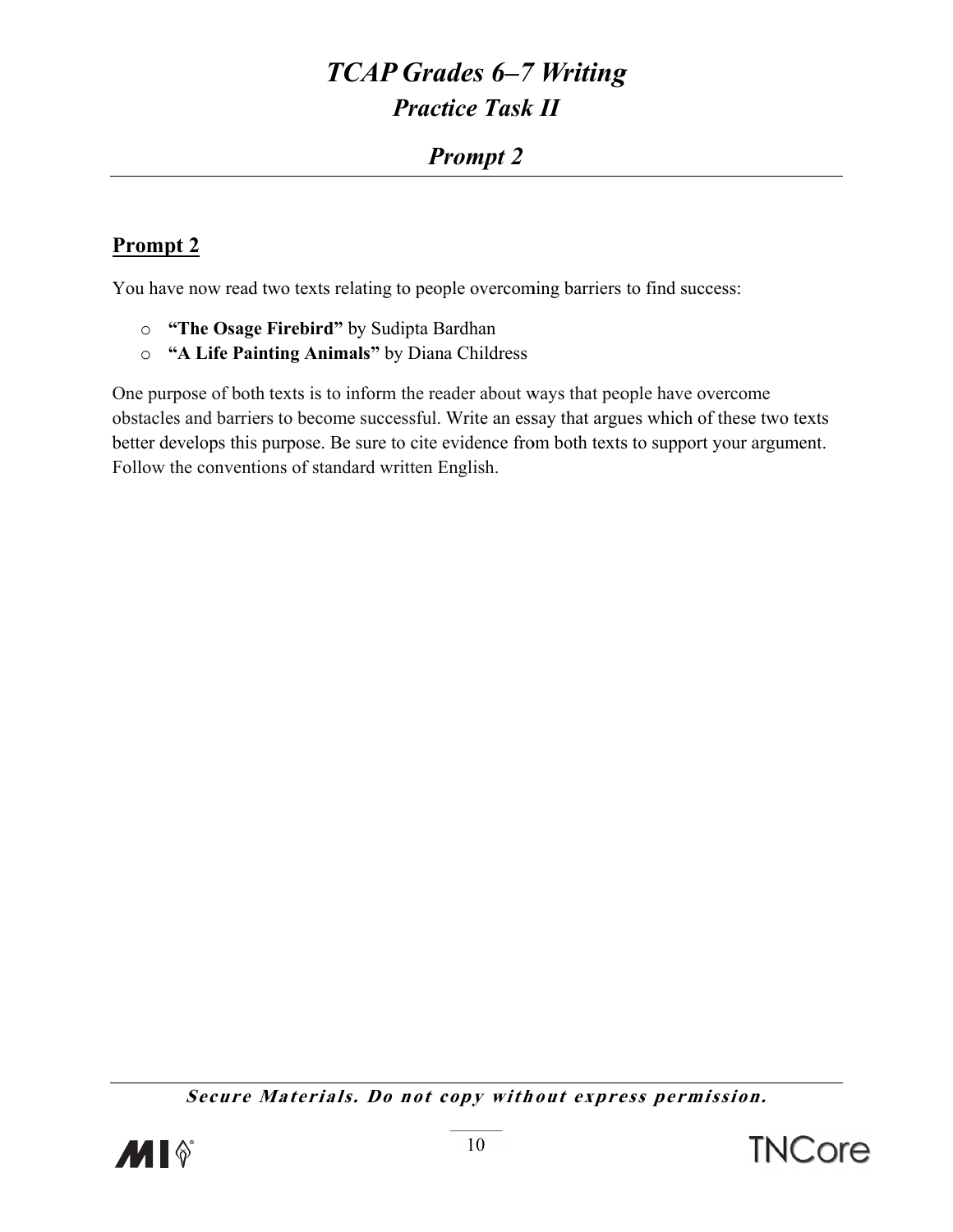## Prompt 2

You have now read two texts relating to people overcoming barriers to find success:

- **"The Osage Firebird"** by Sudipta Bardhan
- **"A Life Painting Animals"** by Diana Childress

One purpose of both texts is to inform the reader about ways that people have overcome obstacles and barriers to become successful. Write an essay that argues which of these two texts better develops this purpose. Be sure to cite evidence from both texts to support your argument. Follow the conventions of standard written English.